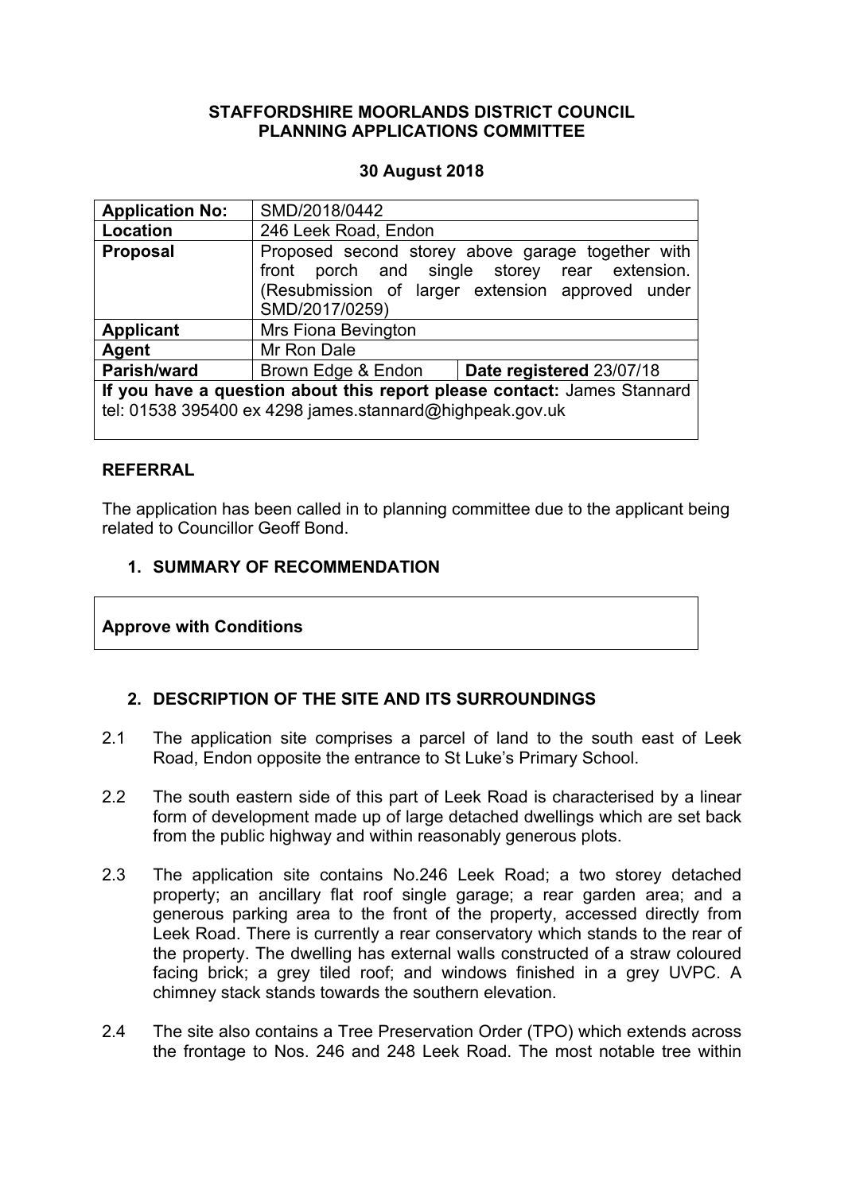**STAFFORDSHIRE MOORLANDS DISTRICT COUNCIL**
**PLANNING APPLICATIONS COMMITTEE**

**30 August 2018**

| | | |
|---|---|---|
| **Application No:** | SMD/2018/0442 | |
| **Location** | 246 Leek Road, Endon | |
| **Proposal** | Proposed second storey above garage together with front porch and single storey rear extension. (Resubmission of larger extension approved under SMD/2017/0259) | |
| **Applicant** | Mrs Fiona Bevington | |
| **Agent** | Mr Ron Dale | |
| **Parish/ward** | Brown Edge & Endon | **Date registered** 23/07/18 |
| **If you have a question about this report please contact:** James Stannard tel: 01538 395400 ex 4298 james.stannard@highpeak.gov.uk | | |

## REFERRAL

The application has been called in to planning committee due to the applicant being related to Councillor Geoff Bond.

## 1. SUMMARY OF RECOMMENDATION

**Approve with Conditions**

## 2. DESCRIPTION OF THE SITE AND ITS SURROUNDINGS

2.1 The application site comprises a parcel of land to the south east of Leek Road, Endon opposite the entrance to St Luke's Primary School.

2.2 The south eastern side of this part of Leek Road is characterised by a linear form of development made up of large detached dwellings which are set back from the public highway and within reasonably generous plots.

2.3 The application site contains No.246 Leek Road; a two storey detached property; an ancillary flat roof single garage; a rear garden area; and a generous parking area to the front of the property, accessed directly from Leek Road. There is currently a rear conservatory which stands to the rear of the property. The dwelling has external walls constructed of a straw coloured facing brick; a grey tiled roof; and windows finished in a grey UVPC. A chimney stack stands towards the southern elevation.

2.4 The site also contains a Tree Preservation Order (TPO) which extends across the frontage to Nos. 246 and 248 Leek Road. The most notable tree within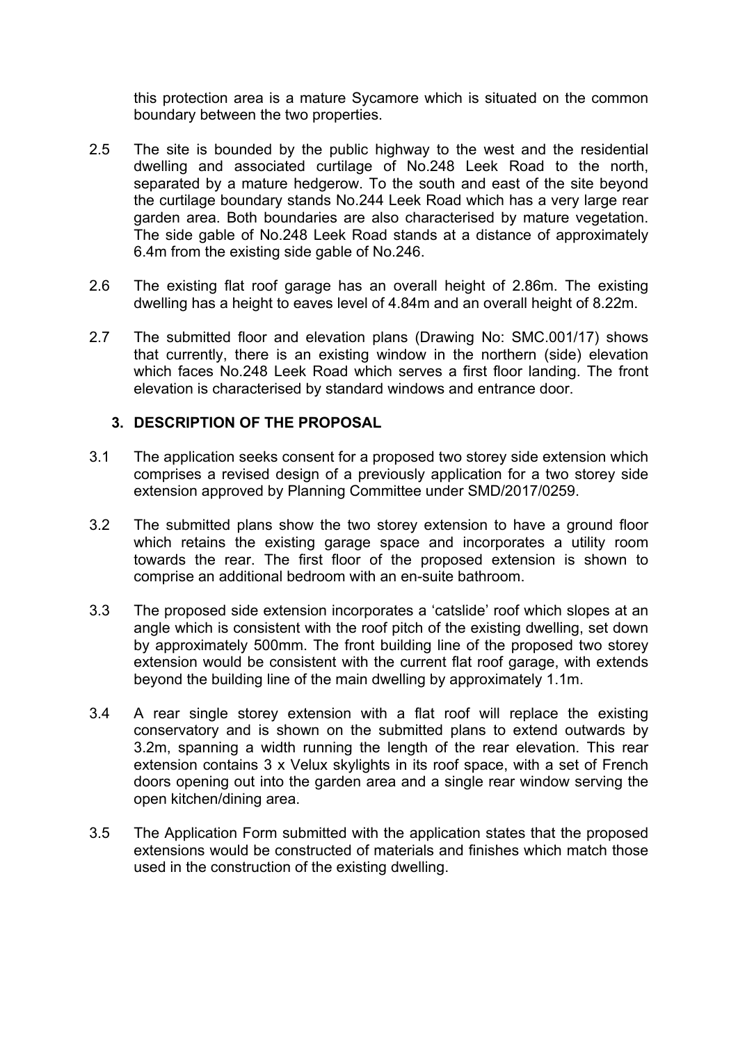this protection area is a mature Sycamore which is situated on the common boundary between the two properties.

2.5 The site is bounded by the public highway to the west and the residential dwelling and associated curtilage of No.248 Leek Road to the north, separated by a mature hedgerow. To the south and east of the site beyond the curtilage boundary stands No.244 Leek Road which has a very large rear garden area. Both boundaries are also characterised by mature vegetation. The side gable of No.248 Leek Road stands at a distance of approximately 6.4m from the existing side gable of No.246.

2.6 The existing flat roof garage has an overall height of 2.86m. The existing dwelling has a height to eaves level of 4.84m and an overall height of 8.22m.

2.7 The submitted floor and elevation plans (Drawing No: SMC.001/17) shows that currently, there is an existing window in the northern (side) elevation which faces No.248 Leek Road which serves a first floor landing. The front elevation is characterised by standard windows and entrance door.

## 3. DESCRIPTION OF THE PROPOSAL

3.1 The application seeks consent for a proposed two storey side extension which comprises a revised design of a previously application for a two storey side extension approved by Planning Committee under SMD/2017/0259.

3.2 The submitted plans show the two storey extension to have a ground floor which retains the existing garage space and incorporates a utility room towards the rear. The first floor of the proposed extension is shown to comprise an additional bedroom with an en-suite bathroom.

3.3 The proposed side extension incorporates a 'catslide' roof which slopes at an angle which is consistent with the roof pitch of the existing dwelling, set down by approximately 500mm. The front building line of the proposed two storey extension would be consistent with the current flat roof garage, with extends beyond the building line of the main dwelling by approximately 1.1m.

3.4 A rear single storey extension with a flat roof will replace the existing conservatory and is shown on the submitted plans to extend outwards by 3.2m, spanning a width running the length of the rear elevation. This rear extension contains 3 x Velux skylights in its roof space, with a set of French doors opening out into the garden area and a single rear window serving the open kitchen/dining area.

3.5 The Application Form submitted with the application states that the proposed extensions would be constructed of materials and finishes which match those used in the construction of the existing dwelling.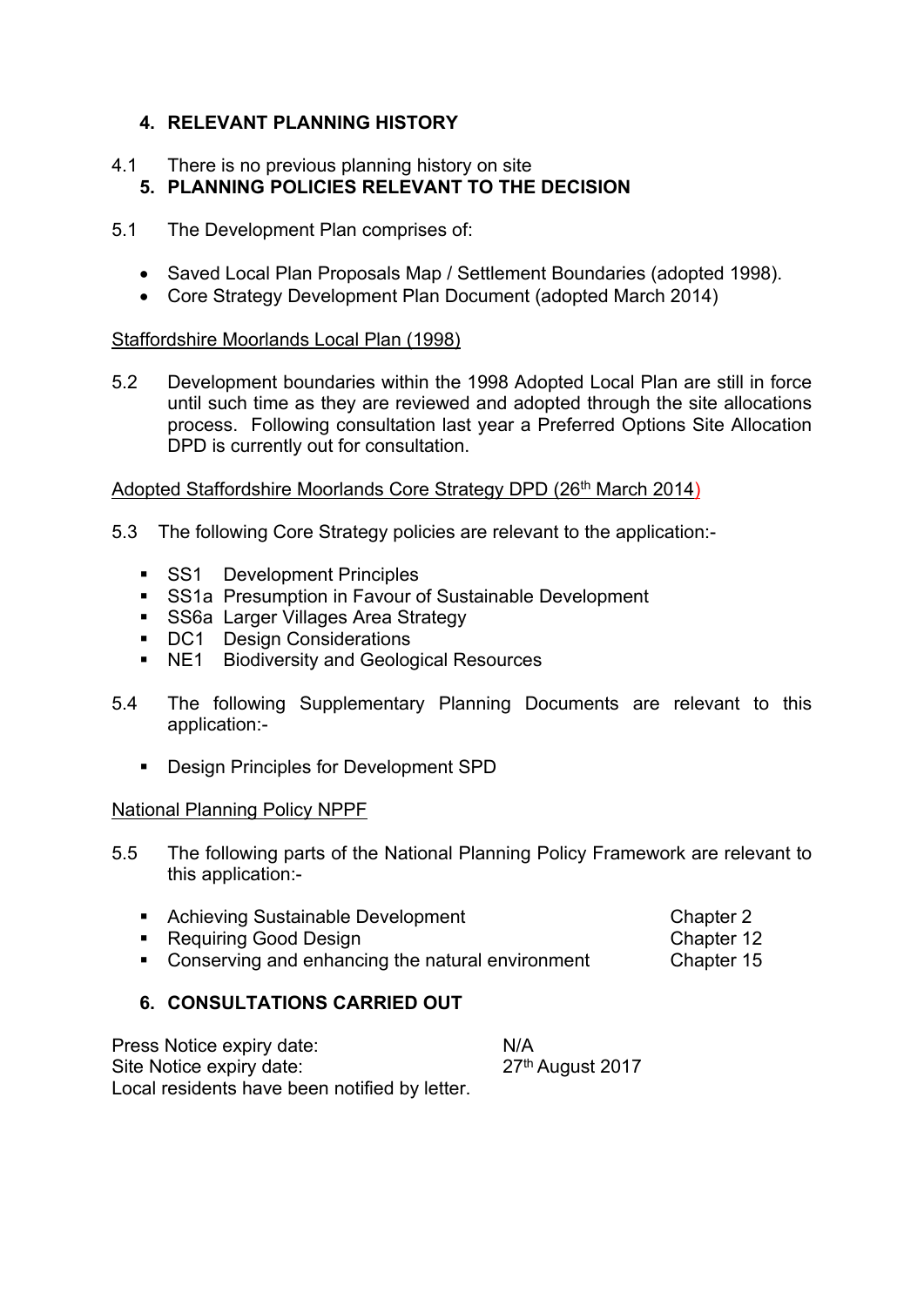## 4. RELEVANT PLANNING HISTORY

4.1 There is no previous planning history on site

## 5. PLANNING POLICIES RELEVANT TO THE DECISION

5.1 The Development Plan comprises of:

- Saved Local Plan Proposals Map / Settlement Boundaries (adopted 1998).
- Core Strategy Development Plan Document (adopted March 2014)

Staffordshire Moorlands Local Plan (1998)

5.2 Development boundaries within the 1998 Adopted Local Plan are still in force until such time as they are reviewed and adopted through the site allocations process. Following consultation last year a Preferred Options Site Allocation DPD is currently out for consultation.

Adopted Staffordshire Moorlands Core Strategy DPD (26th March 2014)

5.3 The following Core Strategy policies are relevant to the application:-

- SS1 Development Principles
- SS1a Presumption in Favour of Sustainable Development
- SS6a Larger Villages Area Strategy
- DC1 Design Considerations
- NE1 Biodiversity and Geological Resources

5.4 The following Supplementary Planning Documents are relevant to this application:-

- Design Principles for Development SPD

National Planning Policy NPPF

5.5 The following parts of the National Planning Policy Framework are relevant to this application:-

| | |
|---|---|
| Achieving Sustainable Development | Chapter 2 |
| Requiring Good Design | Chapter 12 |
| Conserving and enhancing the natural environment | Chapter 15 |

## 6. CONSULTATIONS CARRIED OUT

| | |
|---|---|
| Press Notice expiry date: | N/A |
| Site Notice expiry date: | 27th August 2017 |

Local residents have been notified by letter.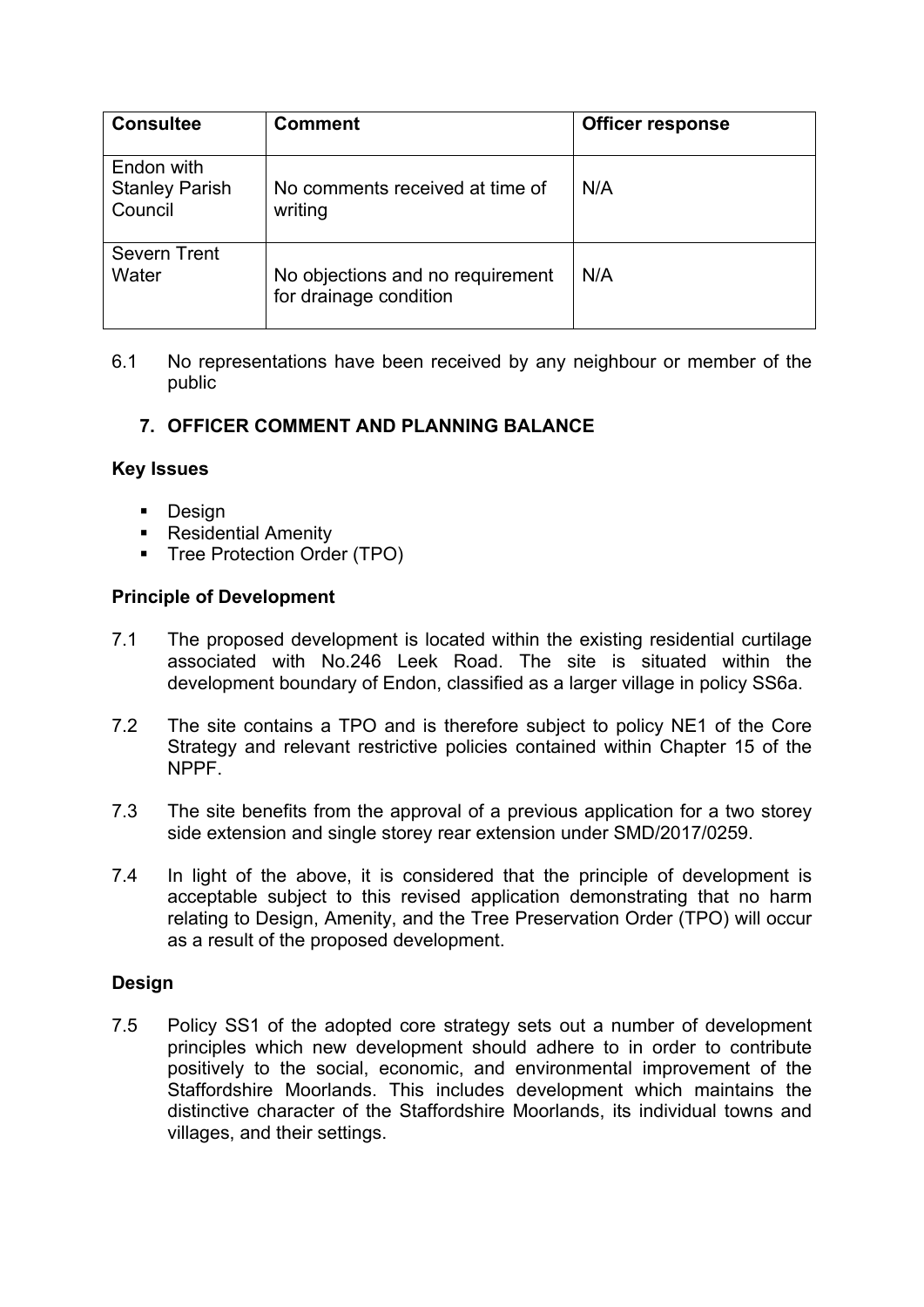| Consultee | Comment | Officer response |
|---|---|---|
| Endon with Stanley Parish Council | No comments received at time of writing | N/A |
| Severn Trent Water | No objections and no requirement for drainage condition | N/A |

6.1 No representations have been received by any neighbour or member of the public

## 7. OFFICER COMMENT AND PLANNING BALANCE

### Key Issues

- Design
- Residential Amenity
- Tree Protection Order (TPO)

### Principle of Development

7.1 The proposed development is located within the existing residential curtilage associated with No.246 Leek Road. The site is situated within the development boundary of Endon, classified as a larger village in policy SS6a.

7.2 The site contains a TPO and is therefore subject to policy NE1 of the Core Strategy and relevant restrictive policies contained within Chapter 15 of the NPPF.

7.3 The site benefits from the approval of a previous application for a two storey side extension and single storey rear extension under SMD/2017/0259.

7.4 In light of the above, it is considered that the principle of development is acceptable subject to this revised application demonstrating that no harm relating to Design, Amenity, and the Tree Preservation Order (TPO) will occur as a result of the proposed development.

### Design

7.5 Policy SS1 of the adopted core strategy sets out a number of development principles which new development should adhere to in order to contribute positively to the social, economic, and environmental improvement of the Staffordshire Moorlands. This includes development which maintains the distinctive character of the Staffordshire Moorlands, its individual towns and villages, and their settings.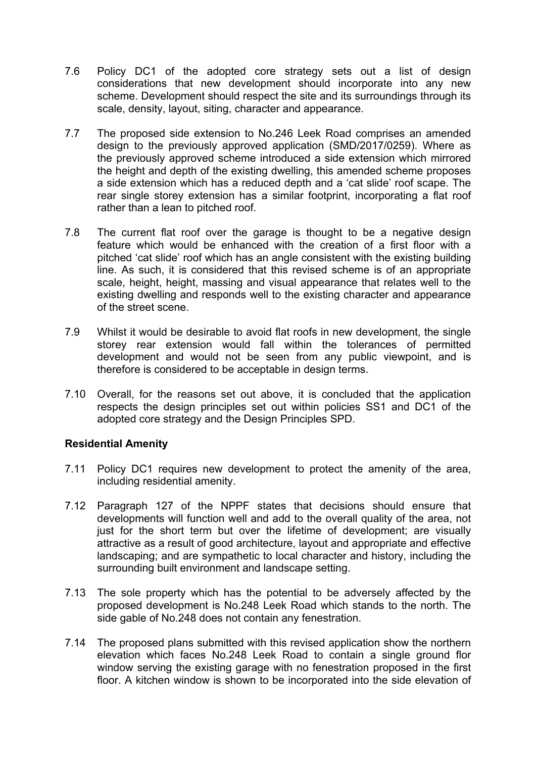7.6 Policy DC1 of the adopted core strategy sets out a list of design considerations that new development should incorporate into any new scheme. Development should respect the site and its surroundings through its scale, density, layout, siting, character and appearance.

7.7 The proposed side extension to No.246 Leek Road comprises an amended design to the previously approved application (SMD/2017/0259). Where as the previously approved scheme introduced a side extension which mirrored the height and depth of the existing dwelling, this amended scheme proposes a side extension which has a reduced depth and a 'cat slide' roof scape. The rear single storey extension has a similar footprint, incorporating a flat roof rather than a lean to pitched roof.

7.8 The current flat roof over the garage is thought to be a negative design feature which would be enhanced with the creation of a first floor with a pitched 'cat slide' roof which has an angle consistent with the existing building line. As such, it is considered that this revised scheme is of an appropriate scale, height, height, massing and visual appearance that relates well to the existing dwelling and responds well to the existing character and appearance of the street scene.

7.9 Whilst it would be desirable to avoid flat roofs in new development, the single storey rear extension would fall within the tolerances of permitted development and would not be seen from any public viewpoint, and is therefore is considered to be acceptable in design terms.

7.10 Overall, for the reasons set out above, it is concluded that the application respects the design principles set out within policies SS1 and DC1 of the adopted core strategy and the Design Principles SPD.

**Residential Amenity**

7.11 Policy DC1 requires new development to protect the amenity of the area, including residential amenity.

7.12 Paragraph 127 of the NPPF states that decisions should ensure that developments will function well and add to the overall quality of the area, not just for the short term but over the lifetime of development; are visually attractive as a result of good architecture, layout and appropriate and effective landscaping; and are sympathetic to local character and history, including the surrounding built environment and landscape setting.

7.13 The sole property which has the potential to be adversely affected by the proposed development is No.248 Leek Road which stands to the north. The side gable of No.248 does not contain any fenestration.

7.14 The proposed plans submitted with this revised application show the northern elevation which faces No.248 Leek Road to contain a single ground flor window serving the existing garage with no fenestration proposed in the first floor. A kitchen window is shown to be incorporated into the side elevation of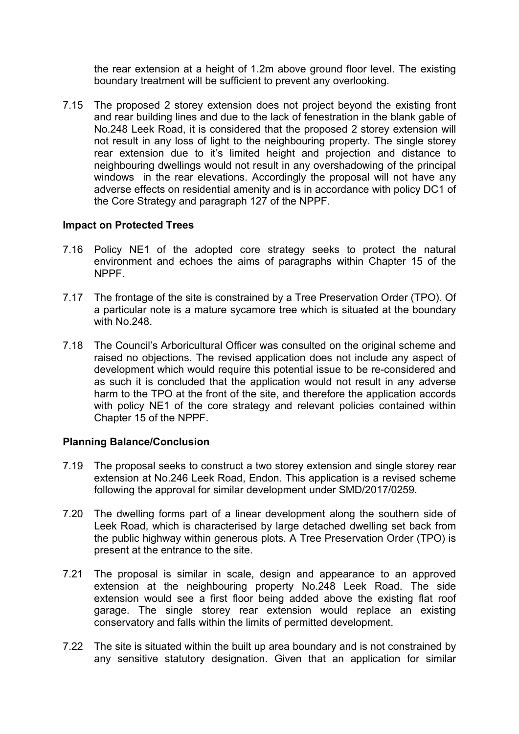the rear extension at a height of 1.2m above ground floor level. The existing boundary treatment will be sufficient to prevent any overlooking.

7.15 The proposed 2 storey extension does not project beyond the existing front and rear building lines and due to the lack of fenestration in the blank gable of No.248 Leek Road, it is considered that the proposed 2 storey extension will not result in any loss of light to the neighbouring property. The single storey rear extension due to it's limited height and projection and distance to neighbouring dwellings would not result in any overshadowing of the principal windows in the rear elevations. Accordingly the proposal will not have any adverse effects on residential amenity and is in accordance with policy DC1 of the Core Strategy and paragraph 127 of the NPPF.

**Impact on Protected Trees**

7.16 Policy NE1 of the adopted core strategy seeks to protect the natural environment and echoes the aims of paragraphs within Chapter 15 of the NPPF.

7.17 The frontage of the site is constrained by a Tree Preservation Order (TPO). Of a particular note is a mature sycamore tree which is situated at the boundary with No.248.

7.18 The Council's Arboricultural Officer was consulted on the original scheme and raised no objections. The revised application does not include any aspect of development which would require this potential issue to be re-considered and as such it is concluded that the application would not result in any adverse harm to the TPO at the front of the site, and therefore the application accords with policy NE1 of the core strategy and relevant policies contained within Chapter 15 of the NPPF.

**Planning Balance/Conclusion**

7.19 The proposal seeks to construct a two storey extension and single storey rear extension at No.246 Leek Road, Endon. This application is a revised scheme following the approval for similar development under SMD/2017/0259.

7.20 The dwelling forms part of a linear development along the southern side of Leek Road, which is characterised by large detached dwelling set back from the public highway within generous plots. A Tree Preservation Order (TPO) is present at the entrance to the site.

7.21 The proposal is similar in scale, design and appearance to an approved extension at the neighbouring property No.248 Leek Road. The side extension would see a first floor being added above the existing flat roof garage. The single storey rear extension would replace an existing conservatory and falls within the limits of permitted development.

7.22 The site is situated within the built up area boundary and is not constrained by any sensitive statutory designation. Given that an application for similar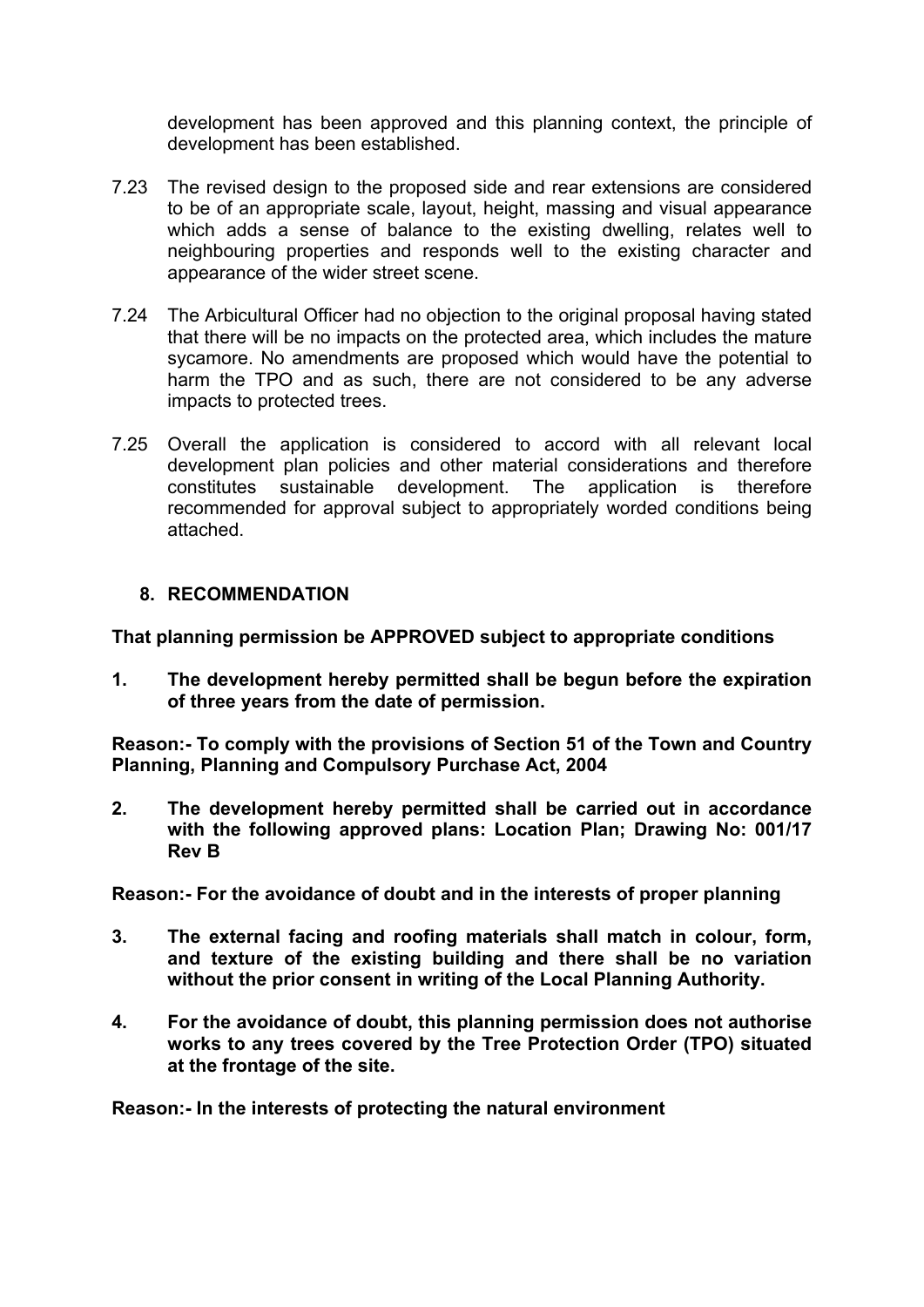development has been approved and this planning context, the principle of development has been established.

7.23 The revised design to the proposed side and rear extensions are considered to be of an appropriate scale, layout, height, massing and visual appearance which adds a sense of balance to the existing dwelling, relates well to neighbouring properties and responds well to the existing character and appearance of the wider street scene.

7.24 The Arbicultural Officer had no objection to the original proposal having stated that there will be no impacts on the protected area, which includes the mature sycamore. No amendments are proposed which would have the potential to harm the TPO and as such, there are not considered to be any adverse impacts to protected trees.

7.25 Overall the application is considered to accord with all relevant local development plan policies and other material considerations and therefore constitutes sustainable development. The application is therefore recommended for approval subject to appropriately worded conditions being attached.

## 8. RECOMMENDATION

**That planning permission be APPROVED subject to appropriate conditions**

**1. The development hereby permitted shall be begun before the expiration of three years from the date of permission.**

**Reason:- To comply with the provisions of Section 51 of the Town and Country Planning, Planning and Compulsory Purchase Act, 2004**

**2. The development hereby permitted shall be carried out in accordance with the following approved plans: Location Plan; Drawing No: 001/17 Rev B**

**Reason:- For the avoidance of doubt and in the interests of proper planning**

**3. The external facing and roofing materials shall match in colour, form, and texture of the existing building and there shall be no variation without the prior consent in writing of the Local Planning Authority.**

**4. For the avoidance of doubt, this planning permission does not authorise works to any trees covered by the Tree Protection Order (TPO) situated at the frontage of the site.**

**Reason:- In the interests of protecting the natural environment**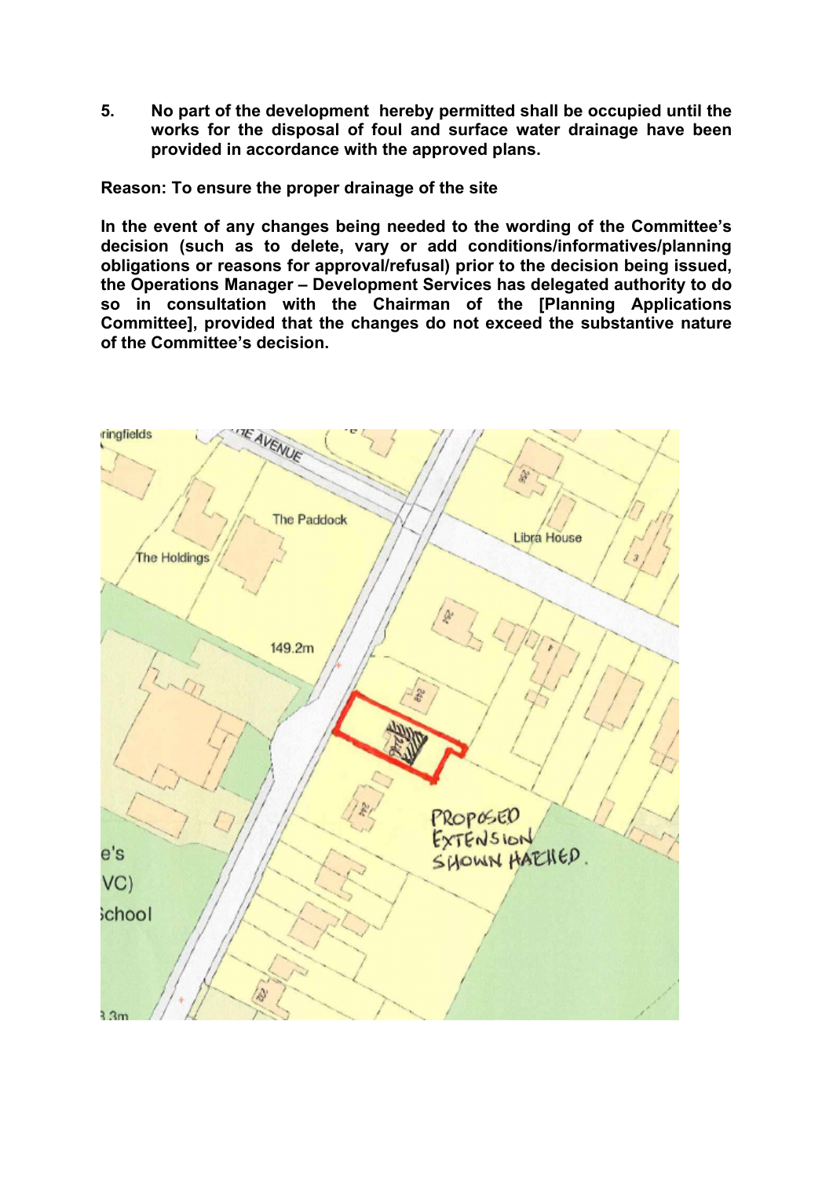**5. No part of the development hereby permitted shall be occupied until the works for the disposal of foul and surface water drainage have been provided in accordance with the approved plans.**

**Reason: To ensure the proper drainage of the site**

**In the event of any changes being needed to the wording of the Committee's decision (such as to delete, vary or add conditions/informatives/planning obligations or reasons for approval/refusal) prior to the decision being issued, the Operations Manager – Development Services has delegated authority to do so in consultation with the Chairman of the [Planning Applications Committee], provided that the changes do not exceed the substantive nature of the Committee's decision.**

ringfields

THE AVENUE

The Paddock

The Holdings

Libra House

149.2m

e's

VC)

School

PROPOSED EXTENSION SHOWN HATCHED.